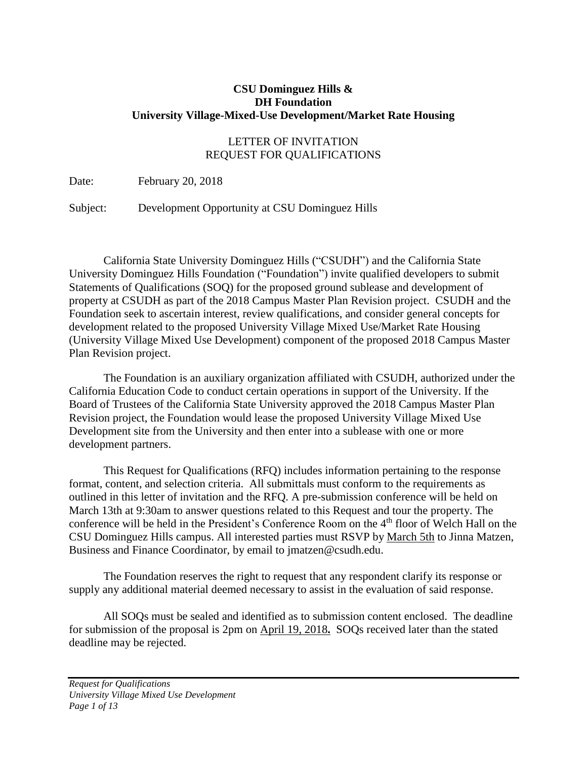**CSU Dominguez Hills &**
**DH Foundation**
**University Village-Mixed-Use Development/Market Rate Housing**

LETTER OF INVITATION
REQUEST FOR QUALIFICATIONS

Date: February 20, 2018

Subject: Development Opportunity at CSU Dominguez Hills

California State University Dominguez Hills ("CSUDH") and the California State University Dominguez Hills Foundation ("Foundation") invite qualified developers to submit Statements of Qualifications (SOQ) for the proposed ground sublease and development of property at CSUDH as part of the 2018 Campus Master Plan Revision project. CSUDH and the Foundation seek to ascertain interest, review qualifications, and consider general concepts for development related to the proposed University Village Mixed Use/Market Rate Housing (University Village Mixed Use Development) component of the proposed 2018 Campus Master Plan Revision project.

The Foundation is an auxiliary organization affiliated with CSUDH, authorized under the California Education Code to conduct certain operations in support of the University. If the Board of Trustees of the California State University approved the 2018 Campus Master Plan Revision project, the Foundation would lease the proposed University Village Mixed Use Development site from the University and then enter into a sublease with one or more development partners.

This Request for Qualifications (RFQ) includes information pertaining to the response format, content, and selection criteria. All submittals must conform to the requirements as outlined in this letter of invitation and the RFQ. A pre-submission conference will be held on March 13th at 9:30am to answer questions related to this Request and tour the property. The conference will be held in the President's Conference Room on the 4th floor of Welch Hall on the CSU Dominguez Hills campus. All interested parties must RSVP by March 5th to Jinna Matzen, Business and Finance Coordinator, by email to jmatzen@csudh.edu.

The Foundation reserves the right to request that any respondent clarify its response or supply any additional material deemed necessary to assist in the evaluation of said response.

All SOQs must be sealed and identified as to submission content enclosed. The deadline for submission of the proposal is 2pm on April 19, 2018**.** SOQs received later than the stated deadline may be rejected.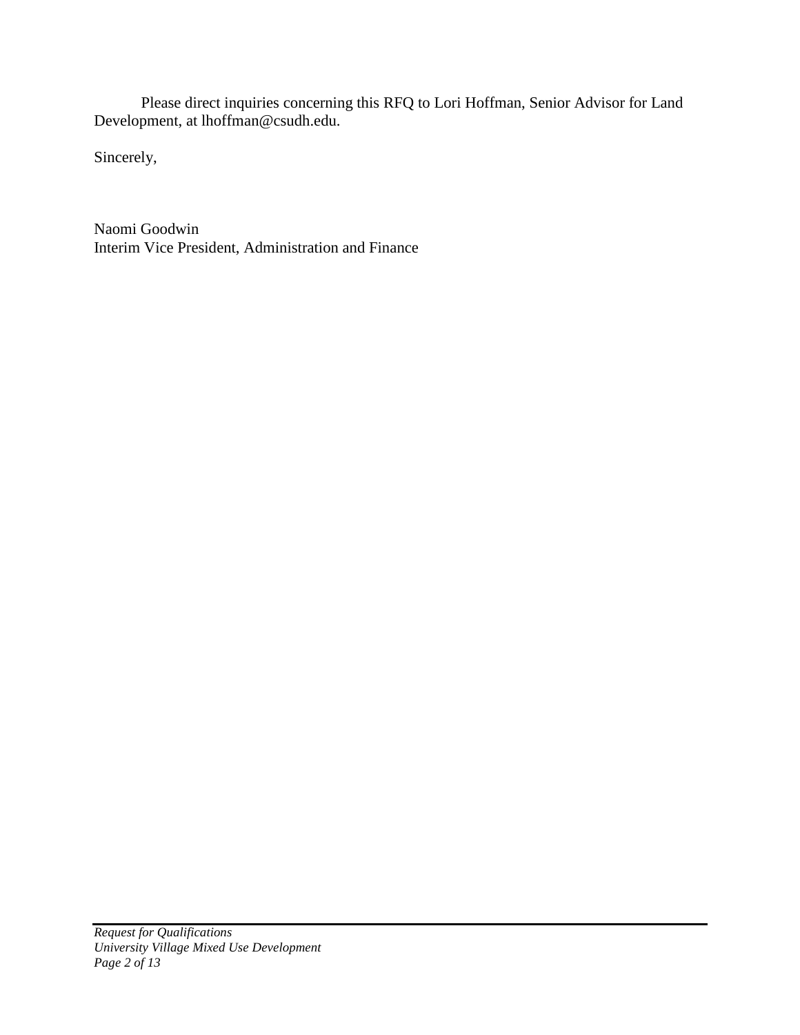Please direct inquiries concerning this RFQ to Lori Hoffman, Senior Advisor for Land Development, at lhoffman@csudh.edu.

Sincerely,

Naomi Goodwin
Interim Vice President, Administration and Finance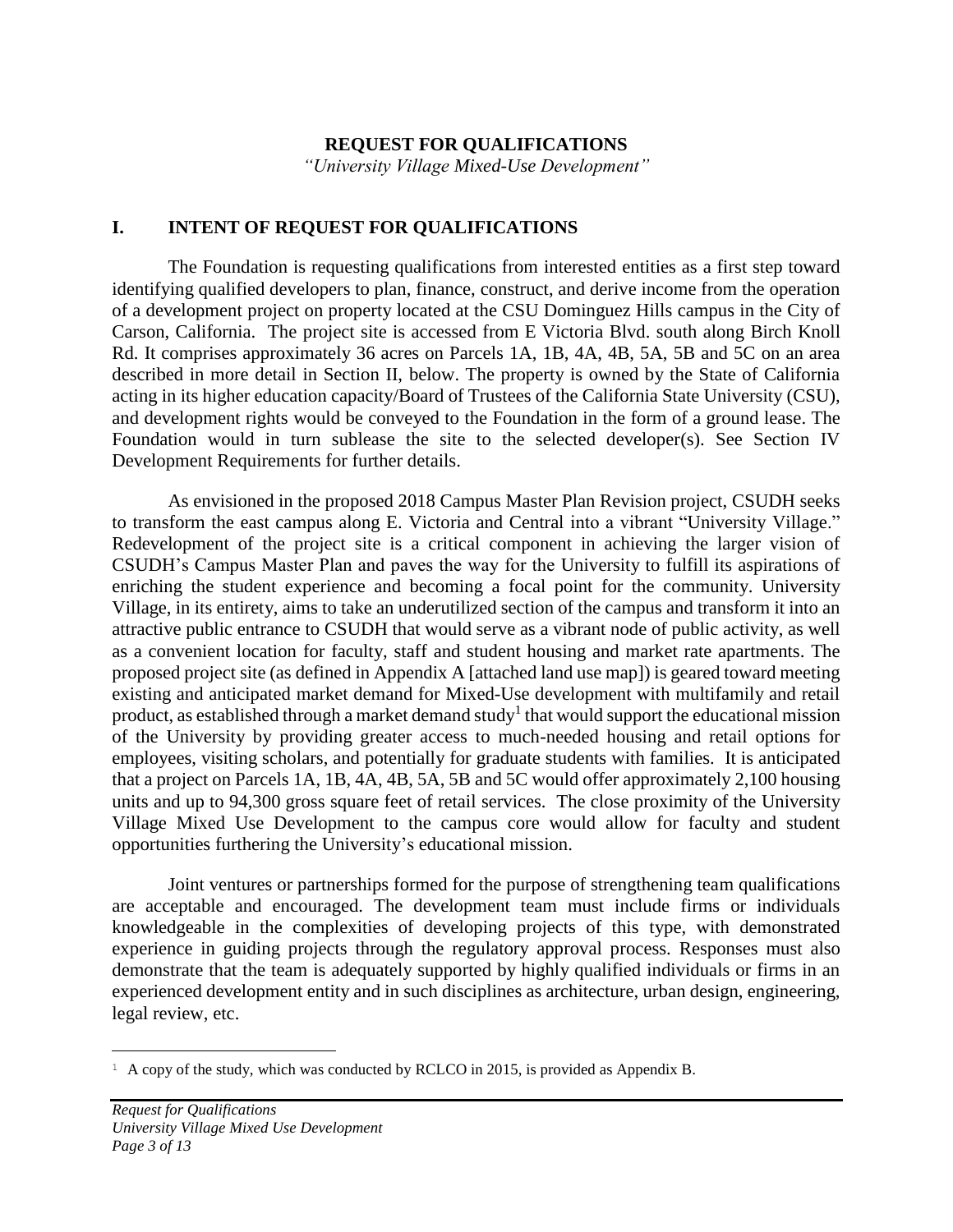**REQUEST FOR QUALIFICATIONS**

*"University Village Mixed-Use Development"*

## I. INTENT OF REQUEST FOR QUALIFICATIONS

The Foundation is requesting qualifications from interested entities as a first step toward identifying qualified developers to plan, finance, construct, and derive income from the operation of a development project on property located at the CSU Dominguez Hills campus in the City of Carson, California. The project site is accessed from E Victoria Blvd. south along Birch Knoll Rd. It comprises approximately 36 acres on Parcels 1A, 1B, 4A, 4B, 5A, 5B and 5C on an area described in more detail in Section II, below. The property is owned by the State of California acting in its higher education capacity/Board of Trustees of the California State University (CSU), and development rights would be conveyed to the Foundation in the form of a ground lease. The Foundation would in turn sublease the site to the selected developer(s). See Section IV Development Requirements for further details.

As envisioned in the proposed 2018 Campus Master Plan Revision project, CSUDH seeks to transform the east campus along E. Victoria and Central into a vibrant "University Village." Redevelopment of the project site is a critical component in achieving the larger vision of CSUDH's Campus Master Plan and paves the way for the University to fulfill its aspirations of enriching the student experience and becoming a focal point for the community. University Village, in its entirety, aims to take an underutilized section of the campus and transform it into an attractive public entrance to CSUDH that would serve as a vibrant node of public activity, as well as a convenient location for faculty, staff and student housing and market rate apartments. The proposed project site (as defined in Appendix A [attached land use map]) is geared toward meeting existing and anticipated market demand for Mixed-Use development with multifamily and retail product, as established through a market demand study[1] that would support the educational mission of the University by providing greater access to much-needed housing and retail options for employees, visiting scholars, and potentially for graduate students with families. It is anticipated that a project on Parcels 1A, 1B, 4A, 4B, 5A, 5B and 5C would offer approximately 2,100 housing units and up to 94,300 gross square feet of retail services. The close proximity of the University Village Mixed Use Development to the campus core would allow for faculty and student opportunities furthering the University's educational mission.

Joint ventures or partnerships formed for the purpose of strengthening team qualifications are acceptable and encouraged. The development team must include firms or individuals knowledgeable in the complexities of developing projects of this type, with demonstrated experience in guiding projects through the regulatory approval process. Responses must also demonstrate that the team is adequately supported by highly qualified individuals or firms in an experienced development entity and in such disciplines as architecture, urban design, engineering, legal review, etc.

[1] A copy of the study, which was conducted by RCLCO in 2015, is provided as Appendix B.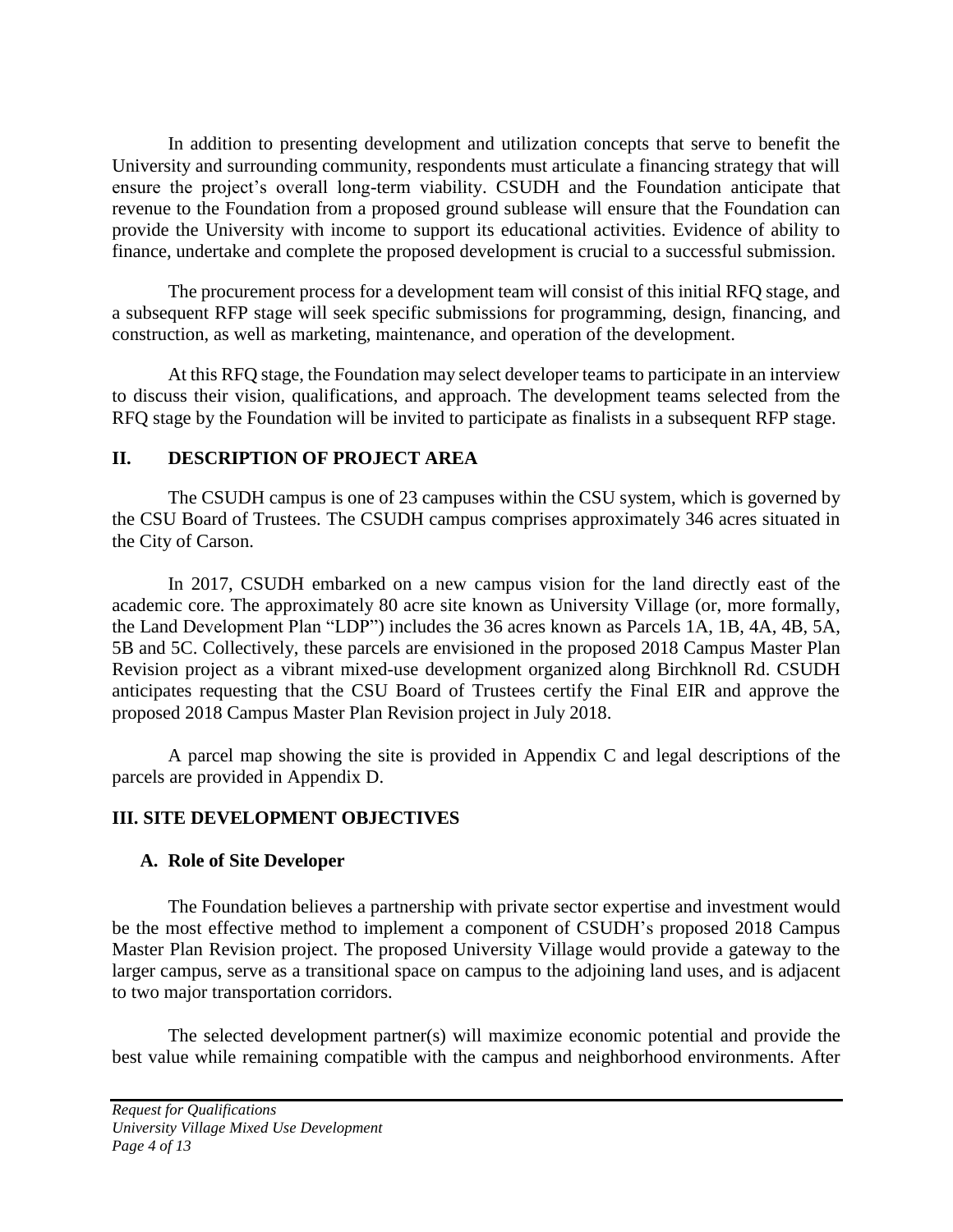In addition to presenting development and utilization concepts that serve to benefit the University and surrounding community, respondents must articulate a financing strategy that will ensure the project's overall long-term viability. CSUDH and the Foundation anticipate that revenue to the Foundation from a proposed ground sublease will ensure that the Foundation can provide the University with income to support its educational activities. Evidence of ability to finance, undertake and complete the proposed development is crucial to a successful submission.

The procurement process for a development team will consist of this initial RFQ stage, and a subsequent RFP stage will seek specific submissions for programming, design, financing, and construction, as well as marketing, maintenance, and operation of the development.

At this RFQ stage, the Foundation may select developer teams to participate in an interview to discuss their vision, qualifications, and approach. The development teams selected from the RFQ stage by the Foundation will be invited to participate as finalists in a subsequent RFP stage.

## II. DESCRIPTION OF PROJECT AREA

The CSUDH campus is one of 23 campuses within the CSU system, which is governed by the CSU Board of Trustees. The CSUDH campus comprises approximately 346 acres situated in the City of Carson.

In 2017, CSUDH embarked on a new campus vision for the land directly east of the academic core. The approximately 80 acre site known as University Village (or, more formally, the Land Development Plan "LDP") includes the 36 acres known as Parcels 1A, 1B, 4A, 4B, 5A, 5B and 5C. Collectively, these parcels are envisioned in the proposed 2018 Campus Master Plan Revision project as a vibrant mixed-use development organized along Birchknoll Rd. CSUDH anticipates requesting that the CSU Board of Trustees certify the Final EIR and approve the proposed 2018 Campus Master Plan Revision project in July 2018.

A parcel map showing the site is provided in Appendix C and legal descriptions of the parcels are provided in Appendix D.

## III. SITE DEVELOPMENT OBJECTIVES

### A. Role of Site Developer

The Foundation believes a partnership with private sector expertise and investment would be the most effective method to implement a component of CSUDH's proposed 2018 Campus Master Plan Revision project. The proposed University Village would provide a gateway to the larger campus, serve as a transitional space on campus to the adjoining land uses, and is adjacent to two major transportation corridors.

The selected development partner(s) will maximize economic potential and provide the best value while remaining compatible with the campus and neighborhood environments. After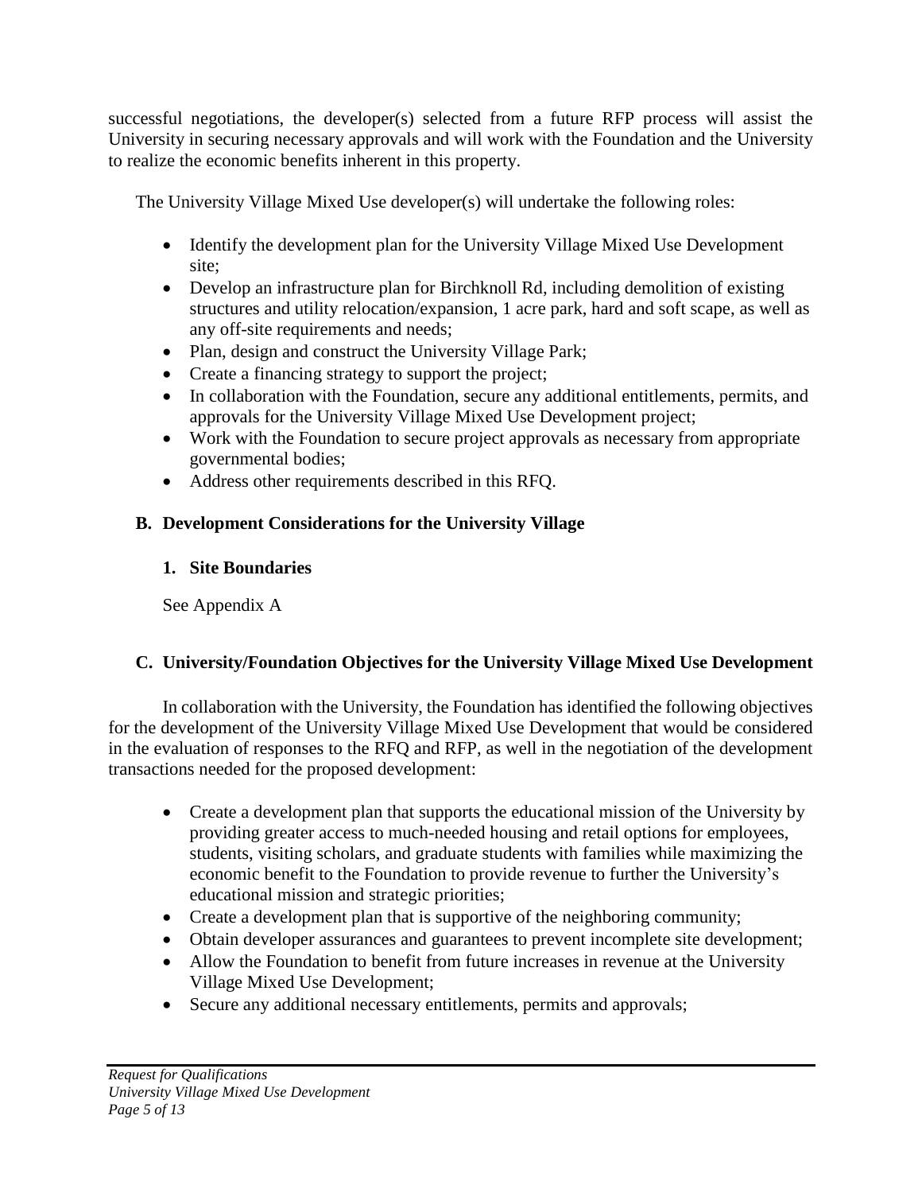successful negotiations, the developer(s) selected from a future RFP process will assist the University in securing necessary approvals and will work with the Foundation and the University to realize the economic benefits inherent in this property.

The University Village Mixed Use developer(s) will undertake the following roles:

- Identify the development plan for the University Village Mixed Use Development site;
- Develop an infrastructure plan for Birchknoll Rd, including demolition of existing structures and utility relocation/expansion, 1 acre park, hard and soft scape, as well as any off-site requirements and needs;
- Plan, design and construct the University Village Park;
- Create a financing strategy to support the project;
- In collaboration with the Foundation, secure any additional entitlements, permits, and approvals for the University Village Mixed Use Development project;
- Work with the Foundation to secure project approvals as necessary from appropriate governmental bodies;
- Address other requirements described in this RFQ.

## B. Development Considerations for the University Village

### 1. Site Boundaries

See Appendix A

## C. University/Foundation Objectives for the University Village Mixed Use Development

In collaboration with the University, the Foundation has identified the following objectives for the development of the University Village Mixed Use Development that would be considered in the evaluation of responses to the RFQ and RFP, as well in the negotiation of the development transactions needed for the proposed development:

- Create a development plan that supports the educational mission of the University by providing greater access to much-needed housing and retail options for employees, students, visiting scholars, and graduate students with families while maximizing the economic benefit to the Foundation to provide revenue to further the University's educational mission and strategic priorities;
- Create a development plan that is supportive of the neighboring community;
- Obtain developer assurances and guarantees to prevent incomplete site development;
- Allow the Foundation to benefit from future increases in revenue at the University Village Mixed Use Development;
- Secure any additional necessary entitlements, permits and approvals;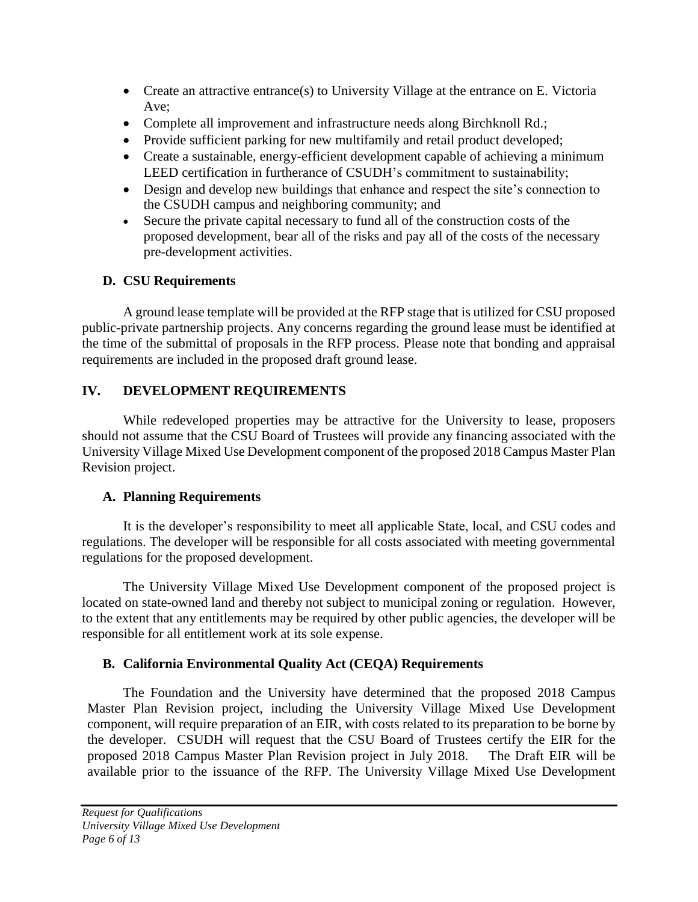- Create an attractive entrance(s) to University Village at the entrance on E. Victoria Ave;
- Complete all improvement and infrastructure needs along Birchknoll Rd.;
- Provide sufficient parking for new multifamily and retail product developed;
- Create a sustainable, energy-efficient development capable of achieving a minimum LEED certification in furtherance of CSUDH's commitment to sustainability;
- Design and develop new buildings that enhance and respect the site's connection to the CSUDH campus and neighboring community; and
- Secure the private capital necessary to fund all of the construction costs of the proposed development, bear all of the risks and pay all of the costs of the necessary pre-development activities.

### D. CSU Requirements

A ground lease template will be provided at the RFP stage that is utilized for CSU proposed public-private partnership projects. Any concerns regarding the ground lease must be identified at the time of the submittal of proposals in the RFP process. Please note that bonding and appraisal requirements are included in the proposed draft ground lease.

## IV. DEVELOPMENT REQUIREMENTS

While redeveloped properties may be attractive for the University to lease, proposers should not assume that the CSU Board of Trustees will provide any financing associated with the University Village Mixed Use Development component of the proposed 2018 Campus Master Plan Revision project.

### A. Planning Requirements

It is the developer's responsibility to meet all applicable State, local, and CSU codes and regulations. The developer will be responsible for all costs associated with meeting governmental regulations for the proposed development.

The University Village Mixed Use Development component of the proposed project is located on state-owned land and thereby not subject to municipal zoning or regulation. However, to the extent that any entitlements may be required by other public agencies, the developer will be responsible for all entitlement work at its sole expense.

### B. California Environmental Quality Act (CEQA) Requirements

The Foundation and the University have determined that the proposed 2018 Campus Master Plan Revision project, including the University Village Mixed Use Development component, will require preparation of an EIR, with costs related to its preparation to be borne by the developer. CSUDH will request that the CSU Board of Trustees certify the EIR for the proposed 2018 Campus Master Plan Revision project in July 2018. The Draft EIR will be available prior to the issuance of the RFP. The University Village Mixed Use Development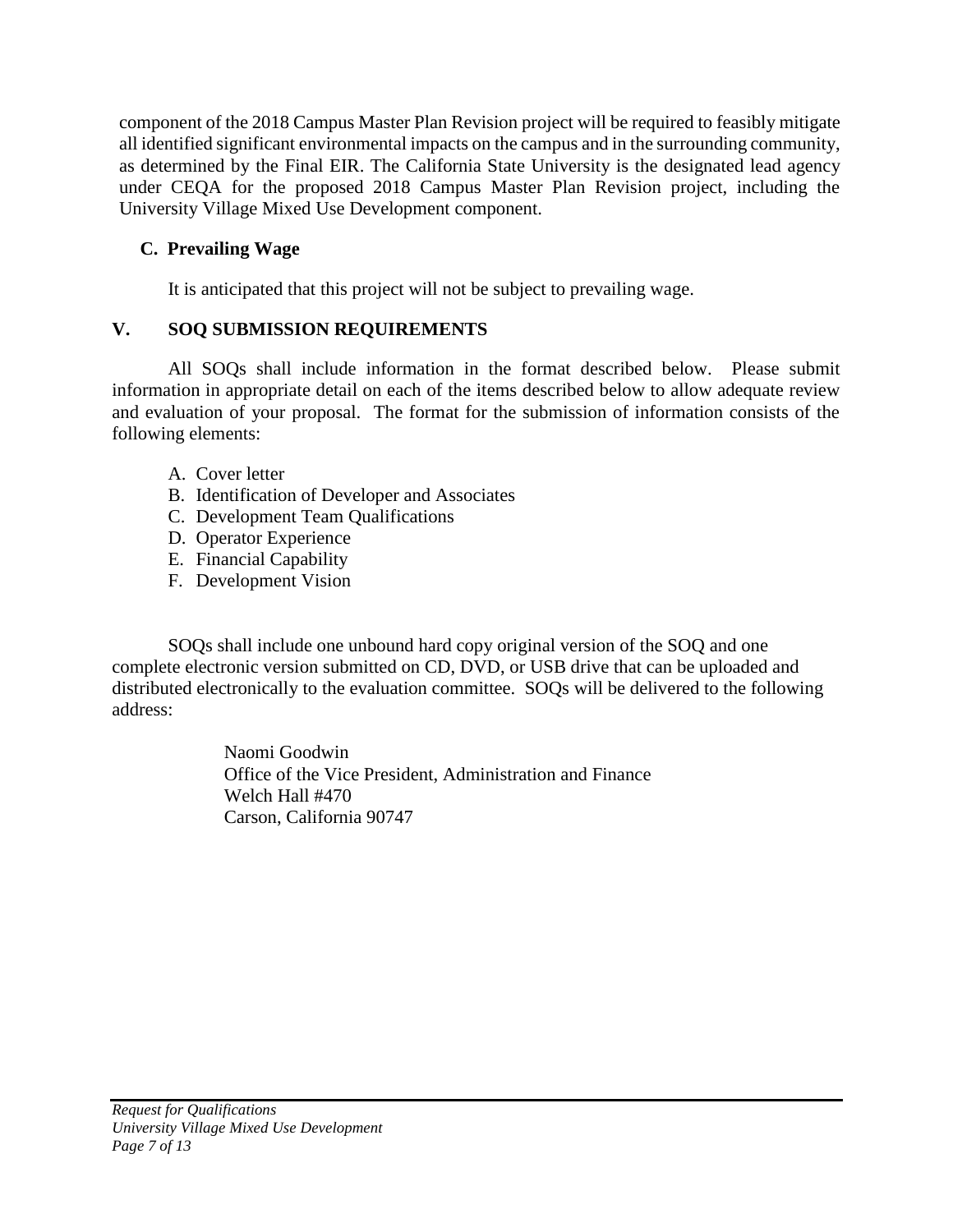component of the 2018 Campus Master Plan Revision project will be required to feasibly mitigate all identified significant environmental impacts on the campus and in the surrounding community, as determined by the Final EIR. The California State University is the designated lead agency under CEQA for the proposed 2018 Campus Master Plan Revision project, including the University Village Mixed Use Development component.

### C. Prevailing Wage

It is anticipated that this project will not be subject to prevailing wage.

## V. SOQ SUBMISSION REQUIREMENTS

All SOQs shall include information in the format described below. Please submit information in appropriate detail on each of the items described below to allow adequate review and evaluation of your proposal. The format for the submission of information consists of the following elements:

A. Cover letter
B. Identification of Developer and Associates
C. Development Team Qualifications
D. Operator Experience
E. Financial Capability
F. Development Vision

SOQs shall include one unbound hard copy original version of the SOQ and one complete electronic version submitted on CD, DVD, or USB drive that can be uploaded and distributed electronically to the evaluation committee. SOQs will be delivered to the following address:

Naomi Goodwin
Office of the Vice President, Administration and Finance
Welch Hall #470
Carson, California 90747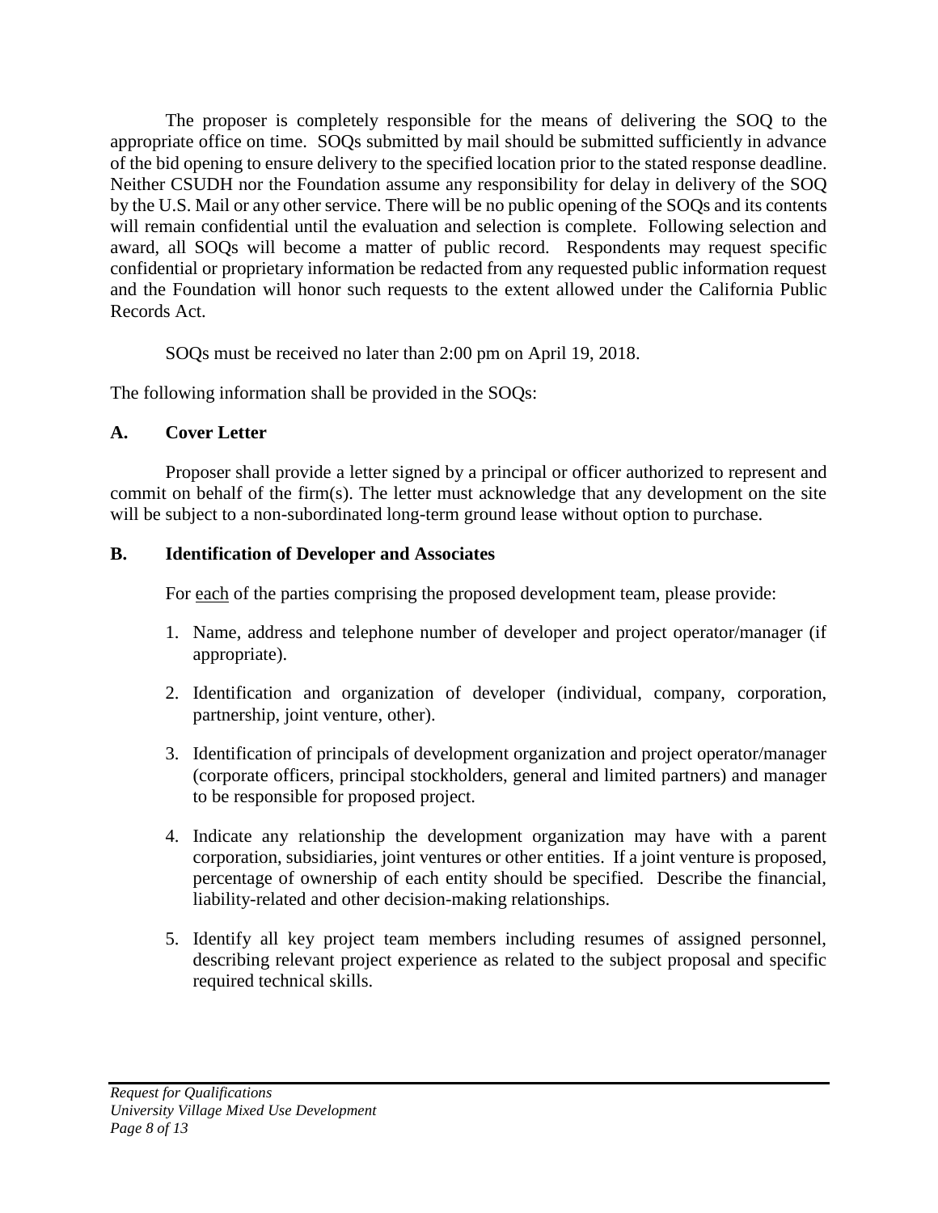The proposer is completely responsible for the means of delivering the SOQ to the appropriate office on time. SOQs submitted by mail should be submitted sufficiently in advance of the bid opening to ensure delivery to the specified location prior to the stated response deadline. Neither CSUDH nor the Foundation assume any responsibility for delay in delivery of the SOQ by the U.S. Mail or any other service. There will be no public opening of the SOQs and its contents will remain confidential until the evaluation and selection is complete. Following selection and award, all SOQs will become a matter of public record. Respondents may request specific confidential or proprietary information be redacted from any requested public information request and the Foundation will honor such requests to the extent allowed under the California Public Records Act.

SOQs must be received no later than 2:00 pm on April 19, 2018.

The following information shall be provided in the SOQs:

### A. Cover Letter

Proposer shall provide a letter signed by a principal or officer authorized to represent and commit on behalf of the firm(s). The letter must acknowledge that any development on the site will be subject to a non-subordinated long-term ground lease without option to purchase.

### B. Identification of Developer and Associates

For each of the parties comprising the proposed development team, please provide:

1. Name, address and telephone number of developer and project operator/manager (if appropriate).
2. Identification and organization of developer (individual, company, corporation, partnership, joint venture, other).
3. Identification of principals of development organization and project operator/manager (corporate officers, principal stockholders, general and limited partners) and manager to be responsible for proposed project.
4. Indicate any relationship the development organization may have with a parent corporation, subsidiaries, joint ventures or other entities. If a joint venture is proposed, percentage of ownership of each entity should be specified. Describe the financial, liability-related and other decision-making relationships.
5. Identify all key project team members including resumes of assigned personnel, describing relevant project experience as related to the subject proposal and specific required technical skills.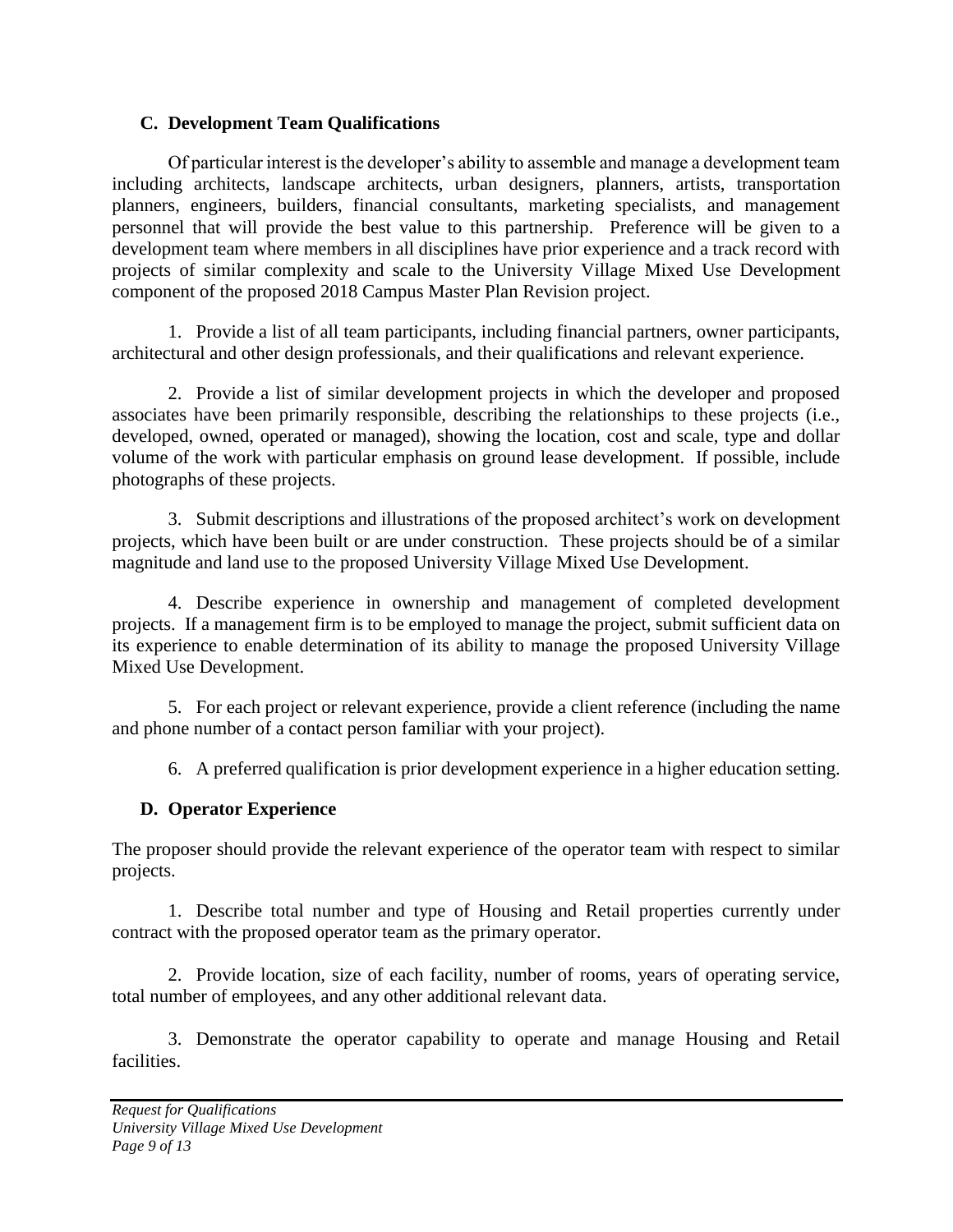### C. Development Team Qualifications

Of particular interest is the developer's ability to assemble and manage a development team including architects, landscape architects, urban designers, planners, artists, transportation planners, engineers, builders, financial consultants, marketing specialists, and management personnel that will provide the best value to this partnership. Preference will be given to a development team where members in all disciplines have prior experience and a track record with projects of similar complexity and scale to the University Village Mixed Use Development component of the proposed 2018 Campus Master Plan Revision project.

1. Provide a list of all team participants, including financial partners, owner participants, architectural and other design professionals, and their qualifications and relevant experience.

2. Provide a list of similar development projects in which the developer and proposed associates have been primarily responsible, describing the relationships to these projects (i.e., developed, owned, operated or managed), showing the location, cost and scale, type and dollar volume of the work with particular emphasis on ground lease development. If possible, include photographs of these projects.

3. Submit descriptions and illustrations of the proposed architect's work on development projects, which have been built or are under construction. These projects should be of a similar magnitude and land use to the proposed University Village Mixed Use Development.

4. Describe experience in ownership and management of completed development projects. If a management firm is to be employed to manage the project, submit sufficient data on its experience to enable determination of its ability to manage the proposed University Village Mixed Use Development.

5. For each project or relevant experience, provide a client reference (including the name and phone number of a contact person familiar with your project).

6. A preferred qualification is prior development experience in a higher education setting.

### D. Operator Experience

The proposer should provide the relevant experience of the operator team with respect to similar projects.

1. Describe total number and type of Housing and Retail properties currently under contract with the proposed operator team as the primary operator.

2. Provide location, size of each facility, number of rooms, years of operating service, total number of employees, and any other additional relevant data.

3. Demonstrate the operator capability to operate and manage Housing and Retail facilities.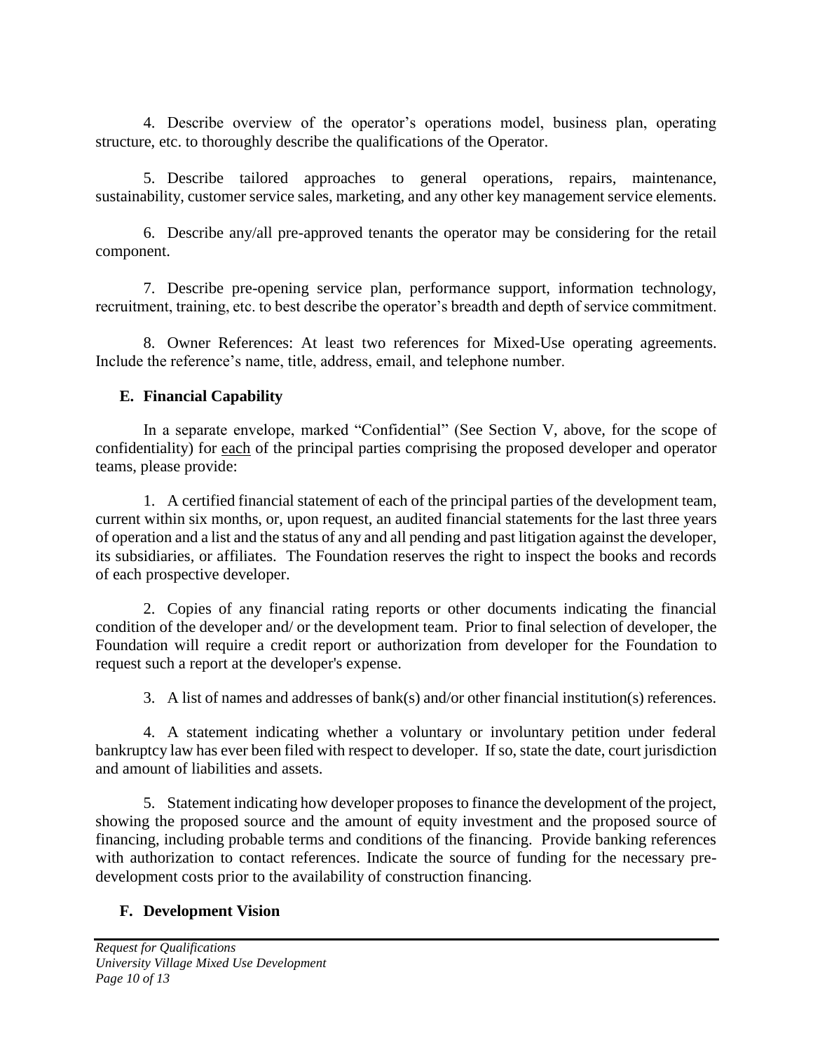4. Describe overview of the operator's operations model, business plan, operating structure, etc. to thoroughly describe the qualifications of the Operator.

5. Describe tailored approaches to general operations, repairs, maintenance, sustainability, customer service sales, marketing, and any other key management service elements.

6. Describe any/all pre-approved tenants the operator may be considering for the retail component.

7. Describe pre-opening service plan, performance support, information technology, recruitment, training, etc. to best describe the operator's breadth and depth of service commitment.

8. Owner References: At least two references for Mixed-Use operating agreements. Include the reference's name, title, address, email, and telephone number.

### E. Financial Capability

In a separate envelope, marked "Confidential" (See Section V, above, for the scope of confidentiality) for <u>each</u> of the principal parties comprising the proposed developer and operator teams, please provide:

1. A certified financial statement of each of the principal parties of the development team, current within six months, or, upon request, an audited financial statements for the last three years of operation and a list and the status of any and all pending and past litigation against the developer, its subsidiaries, or affiliates. The Foundation reserves the right to inspect the books and records of each prospective developer.

2. Copies of any financial rating reports or other documents indicating the financial condition of the developer and/ or the development team. Prior to final selection of developer, the Foundation will require a credit report or authorization from developer for the Foundation to request such a report at the developer's expense.

3. A list of names and addresses of bank(s) and/or other financial institution(s) references.

4. A statement indicating whether a voluntary or involuntary petition under federal bankruptcy law has ever been filed with respect to developer. If so, state the date, court jurisdiction and amount of liabilities and assets.

5. Statement indicating how developer proposes to finance the development of the project, showing the proposed source and the amount of equity investment and the proposed source of financing, including probable terms and conditions of the financing. Provide banking references with authorization to contact references. Indicate the source of funding for the necessary pre-development costs prior to the availability of construction financing.

### F. Development Vision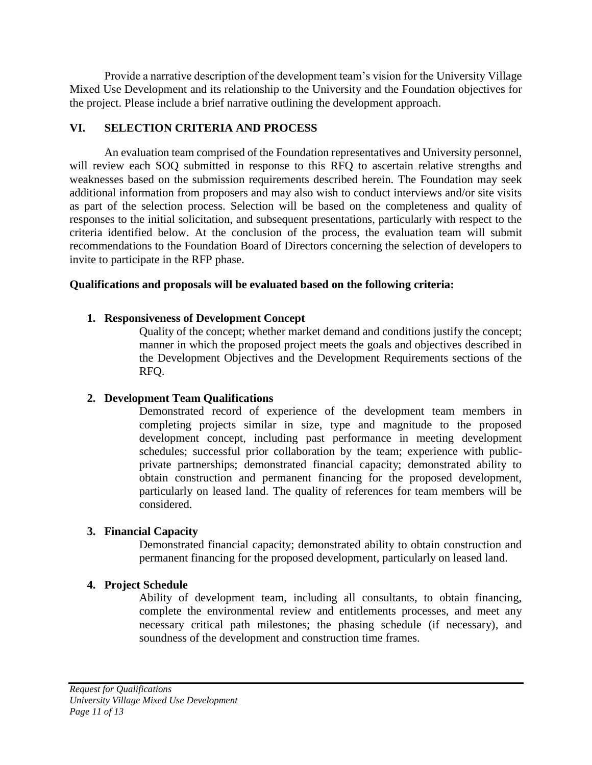Provide a narrative description of the development team's vision for the University Village Mixed Use Development and its relationship to the University and the Foundation objectives for the project. Please include a brief narrative outlining the development approach.

## VI. SELECTION CRITERIA AND PROCESS

An evaluation team comprised of the Foundation representatives and University personnel, will review each SOQ submitted in response to this RFQ to ascertain relative strengths and weaknesses based on the submission requirements described herein. The Foundation may seek additional information from proposers and may also wish to conduct interviews and/or site visits as part of the selection process. Selection will be based on the completeness and quality of responses to the initial solicitation, and subsequent presentations, particularly with respect to the criteria identified below. At the conclusion of the process, the evaluation team will submit recommendations to the Foundation Board of Directors concerning the selection of developers to invite to participate in the RFP phase.

**Qualifications and proposals will be evaluated based on the following criteria:**

1. **Responsiveness of Development Concept**

   Quality of the concept; whether market demand and conditions justify the concept; manner in which the proposed project meets the goals and objectives described in the Development Objectives and the Development Requirements sections of the RFQ.

2. **Development Team Qualifications**

   Demonstrated record of experience of the development team members in completing projects similar in size, type and magnitude to the proposed development concept, including past performance in meeting development schedules; successful prior collaboration by the team; experience with public-private partnerships; demonstrated financial capacity; demonstrated ability to obtain construction and permanent financing for the proposed development, particularly on leased land. The quality of references for team members will be considered.

3. **Financial Capacity**

   Demonstrated financial capacity; demonstrated ability to obtain construction and permanent financing for the proposed development, particularly on leased land.

4. **Project Schedule**

   Ability of development team, including all consultants, to obtain financing, complete the environmental review and entitlements processes, and meet any necessary critical path milestones; the phasing schedule (if necessary), and soundness of the development and construction time frames.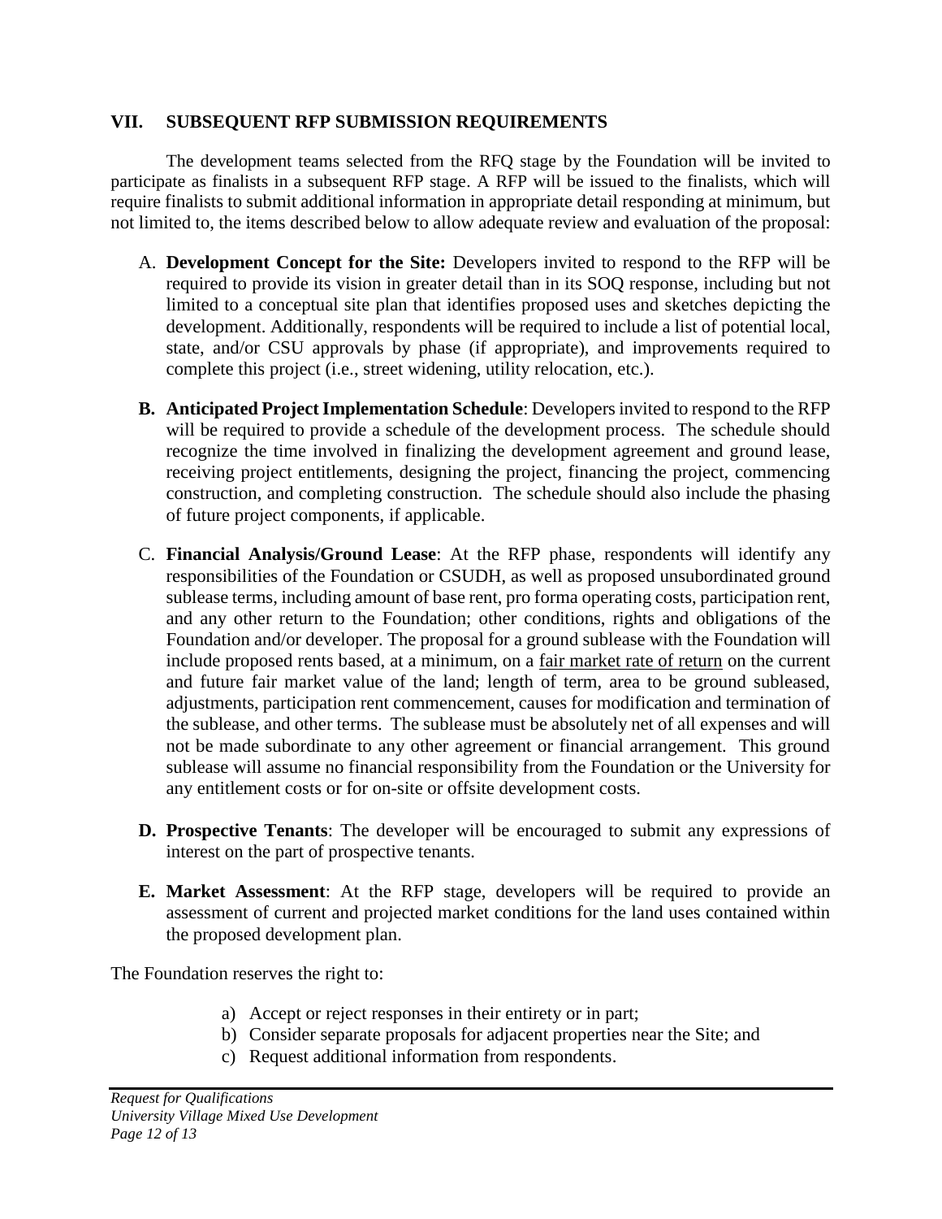## VII. SUBSEQUENT RFP SUBMISSION REQUIREMENTS

The development teams selected from the RFQ stage by the Foundation will be invited to participate as finalists in a subsequent RFP stage. A RFP will be issued to the finalists, which will require finalists to submit additional information in appropriate detail responding at minimum, but not limited to, the items described below to allow adequate review and evaluation of the proposal:

A. **Development Concept for the Site:** Developers invited to respond to the RFP will be required to provide its vision in greater detail than in its SOQ response, including but not limited to a conceptual site plan that identifies proposed uses and sketches depicting the development. Additionally, respondents will be required to include a list of potential local, state, and/or CSU approvals by phase (if appropriate), and improvements required to complete this project (i.e., street widening, utility relocation, etc.).

B. **Anticipated Project Implementation Schedule**: Developers invited to respond to the RFP will be required to provide a schedule of the development process. The schedule should recognize the time involved in finalizing the development agreement and ground lease, receiving project entitlements, designing the project, financing the project, commencing construction, and completing construction. The schedule should also include the phasing of future project components, if applicable.

C. **Financial Analysis/Ground Lease**: At the RFP phase, respondents will identify any responsibilities of the Foundation or CSUDH, as well as proposed unsubordinated ground sublease terms, including amount of base rent, pro forma operating costs, participation rent, and any other return to the Foundation; other conditions, rights and obligations of the Foundation and/or developer. The proposal for a ground sublease with the Foundation will include proposed rents based, at a minimum, on a fair market rate of return on the current and future fair market value of the land; length of term, area to be ground subleased, adjustments, participation rent commencement, causes for modification and termination of the sublease, and other terms. The sublease must be absolutely net of all expenses and will not be made subordinate to any other agreement or financial arrangement. This ground sublease will assume no financial responsibility from the Foundation or the University for any entitlement costs or for on-site or offsite development costs.

D. **Prospective Tenants**: The developer will be encouraged to submit any expressions of interest on the part of prospective tenants.

E. **Market Assessment**: At the RFP stage, developers will be required to provide an assessment of current and projected market conditions for the land uses contained within the proposed development plan.

The Foundation reserves the right to:

a) Accept or reject responses in their entirety or in part;
b) Consider separate proposals for adjacent properties near the Site; and
c) Request additional information from respondents.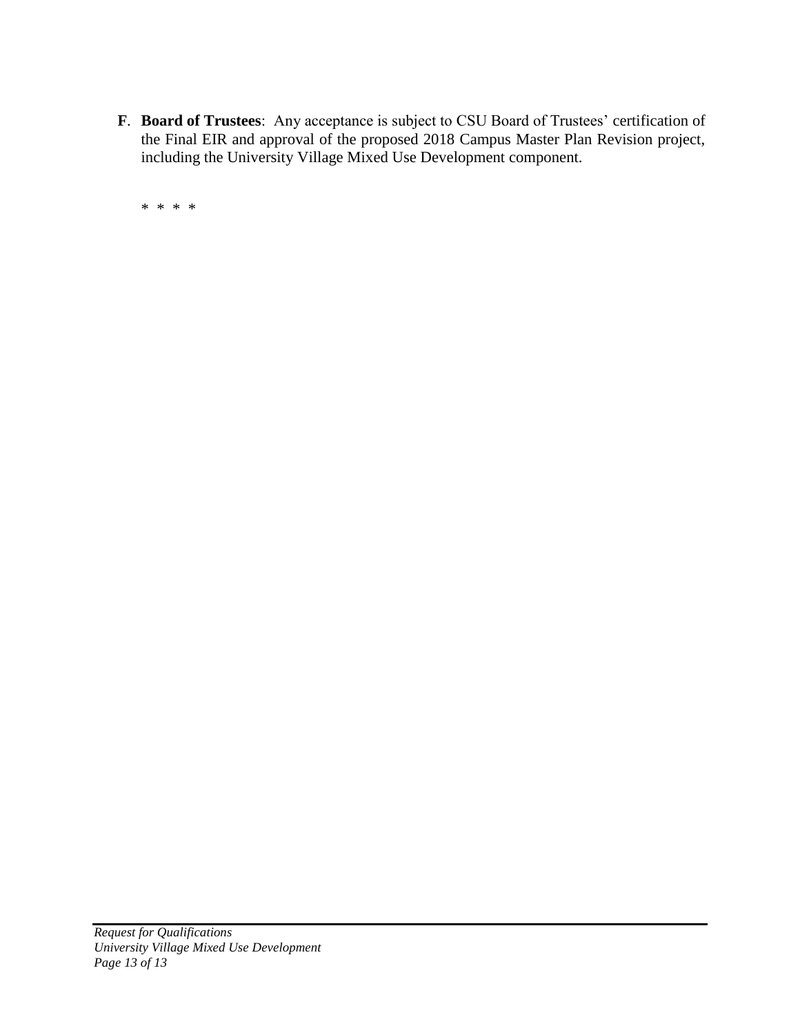**F**. **Board of Trustees**: Any acceptance is subject to CSU Board of Trustees' certification of the Final EIR and approval of the proposed 2018 Campus Master Plan Revision project, including the University Village Mixed Use Development component.

\* \* \* \*